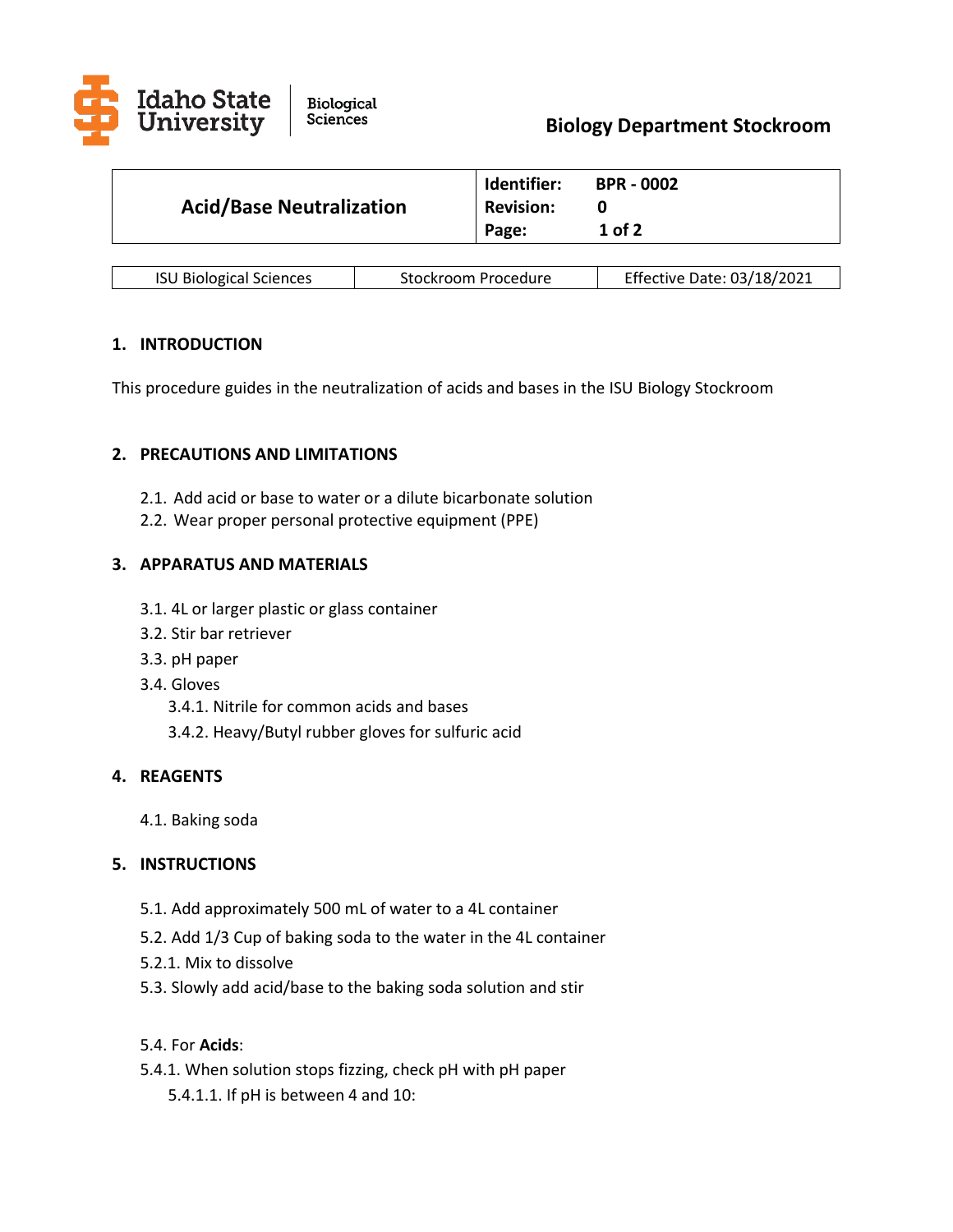Idaho State University | Biological Sciences

**Biology Department Stockroom**

| **Acid/Base Neutralization** | **Identifier:** BPR - 0002<br>**Revision:** 0<br>**Page:** 1 of 2 |
| --- | --- |

| ISU Biological Sciences | Stockroom Procedure | Effective Date: 03/18/2021 |
| --- | --- | --- |

## 1. INTRODUCTION

This procedure guides in the neutralization of acids and bases in the ISU Biology Stockroom

## 2. PRECAUTIONS AND LIMITATIONS

2.1. Add acid or base to water or a dilute bicarbonate solution

2.2. Wear proper personal protective equipment (PPE)

## 3. APPARATUS AND MATERIALS

3.1. 4L or larger plastic or glass container

3.2. Stir bar retriever

3.3. pH paper

3.4. Gloves

- 3.4.1. Nitrile for common acids and bases
- 3.4.2. Heavy/Butyl rubber gloves for sulfuric acid

## 4. REAGENTS

4.1. Baking soda

## 5. INSTRUCTIONS

5.1. Add approximately 500 mL of water to a 4L container

5.2. Add 1/3 Cup of baking soda to the water in the 4L container

5.2.1. Mix to dissolve

5.3. Slowly add acid/base to the baking soda solution and stir

5.4. For **Acids**:

5.4.1. When solution stops fizzing, check pH with pH paper

- 5.4.1.1. If pH is between 4 and 10: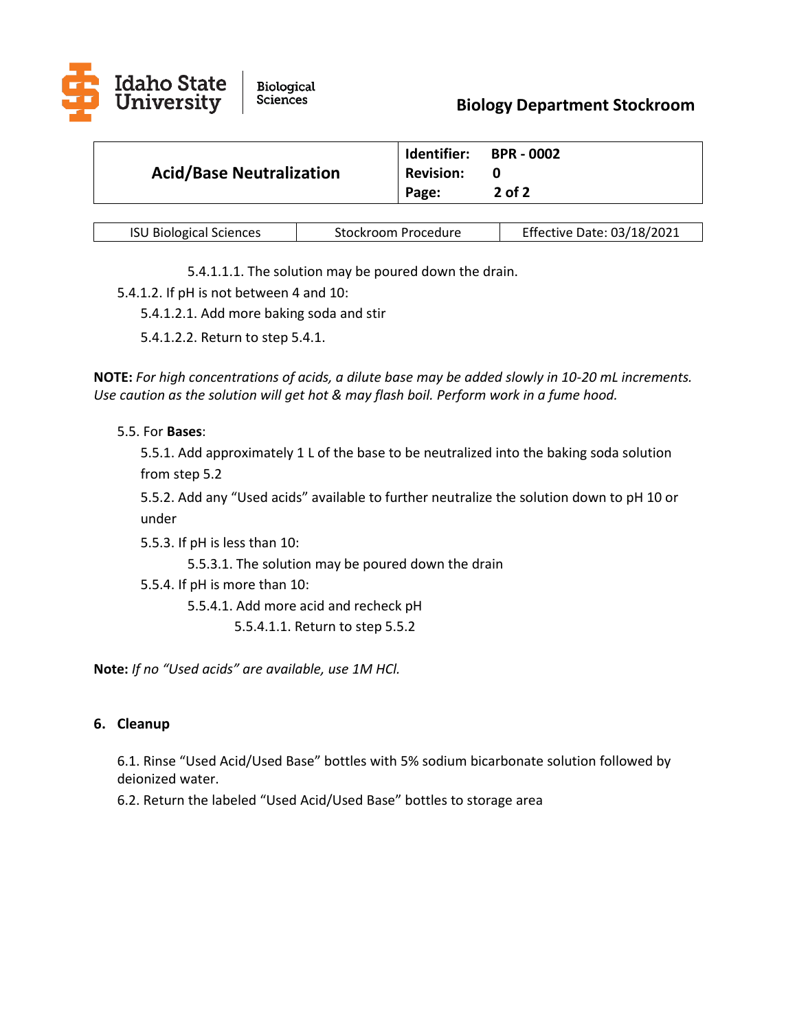5.4.1.1.1. The solution may be poured down the drain.

5.4.1.2. If pH is not between 4 and 10:

5.4.1.2.1. Add more baking soda and stir

5.4.1.2.2. Return to step 5.4.1.

**NOTE:** *For high concentrations of acids, a dilute base may be added slowly in 10-20 mL increments. Use caution as the solution will get hot & may flash boil. Perform work in a fume hood.*

5.5. For **Bases**:

5.5.1. Add approximately 1 L of the base to be neutralized into the baking soda solution from step 5.2

5.5.2. Add any "Used acids" available to further neutralize the solution down to pH 10 or under

5.5.3. If pH is less than 10:

5.5.3.1. The solution may be poured down the drain

5.5.4. If pH is more than 10:

5.5.4.1. Add more acid and recheck pH

5.5.4.1.1. Return to step 5.5.2

**Note:** *If no "Used acids" are available, use 1M HCl.*

## 6. Cleanup

6.1. Rinse "Used Acid/Used Base" bottles with 5% sodium bicarbonate solution followed by deionized water.

6.2. Return the labeled "Used Acid/Used Base" bottles to storage area